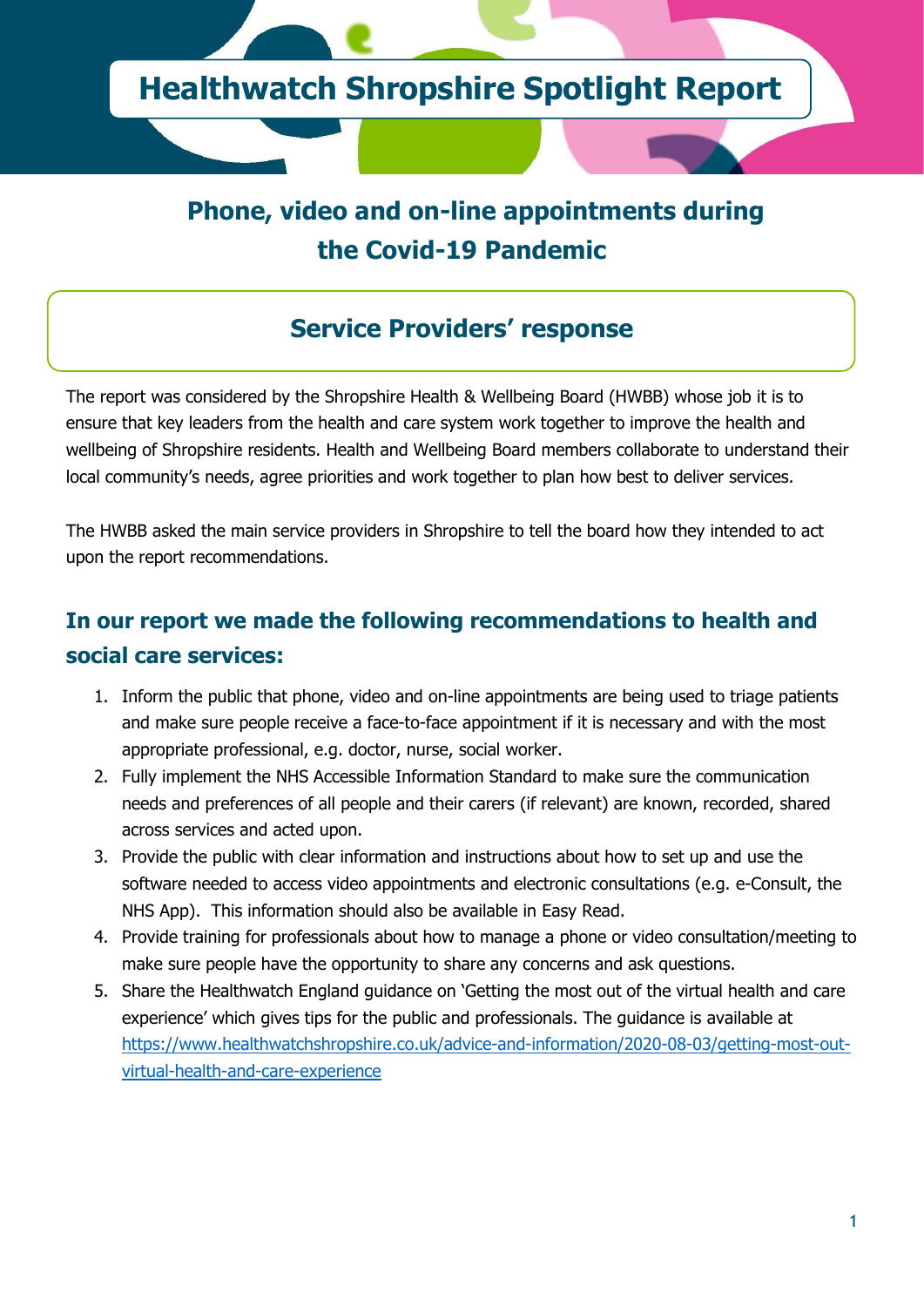# Healthwatch Shropshire Spotlight Report

## Phone, video and on-line appointments during the Covid-19 Pandemic

## Service Providers' response

The report was considered by the Shropshire Health & Wellbeing Board (HWBB) whose job it is to ensure that key leaders from the health and care system work together to improve the health and wellbeing of Shropshire residents. Health and Wellbeing Board members collaborate to understand their local community's needs, agree priorities and work together to plan how best to deliver services.

The HWBB asked the main service providers in Shropshire to tell the board how they intended to act upon the report recommendations.

### In our report we made the following recommendations to health and social care services:

1. Inform the public that phone, video and on-line appointments are being used to triage patients and make sure people receive a face-to-face appointment if it is necessary and with the most appropriate professional, e.g. doctor, nurse, social worker.
2. Fully implement the NHS Accessible Information Standard to make sure the communication needs and preferences of all people and their carers (if relevant) are known, recorded, shared across services and acted upon.
3. Provide the public with clear information and instructions about how to set up and use the software needed to access video appointments and electronic consultations (e.g. e-Consult, the NHS App). This information should also be available in Easy Read.
4. Provide training for professionals about how to manage a phone or video consultation/meeting to make sure people have the opportunity to share any concerns and ask questions.
5. Share the Healthwatch England guidance on 'Getting the most out of the virtual health and care experience' which gives tips for the public and professionals. The guidance is available at [https://www.healthwatchshropshire.co.uk/advice-and-information/2020-08-03/getting-most-out-virtual-health-and-care-experience](https://www.healthwatchshropshire.co.uk/advice-and-information/2020-08-03/getting-most-out-virtual-health-and-care-experience)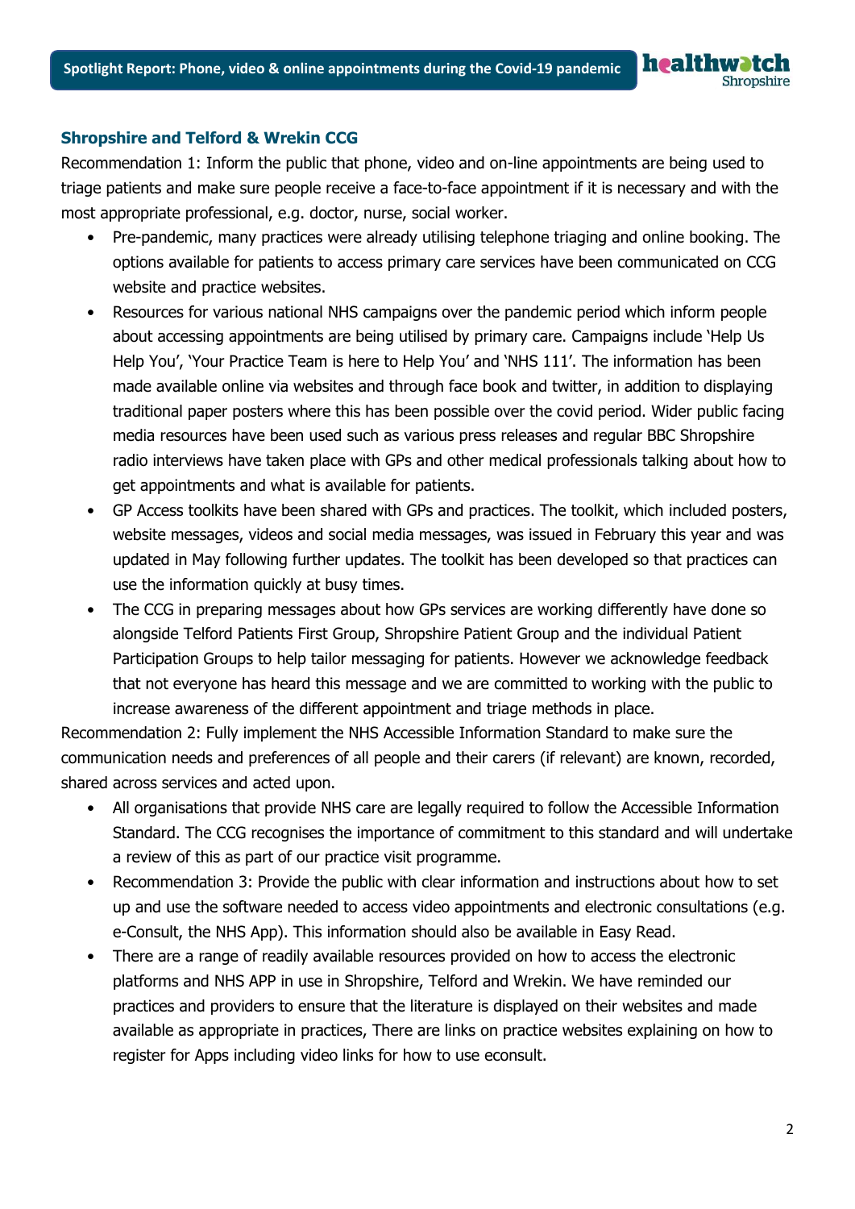### Shropshire and Telford & Wrekin CCG

Recommendation 1: Inform the public that phone, video and on-line appointments are being used to triage patients and make sure people receive a face-to-face appointment if it is necessary and with the most appropriate professional, e.g. doctor, nurse, social worker.

- Pre-pandemic, many practices were already utilising telephone triaging and online booking. The options available for patients to access primary care services have been communicated on CCG website and practice websites.
- Resources for various national NHS campaigns over the pandemic period which inform people about accessing appointments are being utilised by primary care. Campaigns include 'Help Us Help You', 'Your Practice Team is here to Help You' and 'NHS 111'. The information has been made available online via websites and through face book and twitter, in addition to displaying traditional paper posters where this has been possible over the covid period. Wider public facing media resources have been used such as various press releases and regular BBC Shropshire radio interviews have taken place with GPs and other medical professionals talking about how to get appointments and what is available for patients.
- GP Access toolkits have been shared with GPs and practices. The toolkit, which included posters, website messages, videos and social media messages, was issued in February this year and was updated in May following further updates. The toolkit has been developed so that practices can use the information quickly at busy times.
- The CCG in preparing messages about how GPs services are working differently have done so alongside Telford Patients First Group, Shropshire Patient Group and the individual Patient Participation Groups to help tailor messaging for patients. However we acknowledge feedback that not everyone has heard this message and we are committed to working with the public to increase awareness of the different appointment and triage methods in place.

Recommendation 2: Fully implement the NHS Accessible Information Standard to make sure the communication needs and preferences of all people and their carers (if relevant) are known, recorded, shared across services and acted upon.

- All organisations that provide NHS care are legally required to follow the Accessible Information Standard. The CCG recognises the importance of commitment to this standard and will undertake a review of this as part of our practice visit programme.
- Recommendation 3: Provide the public with clear information and instructions about how to set up and use the software needed to access video appointments and electronic consultations (e.g. e-Consult, the NHS App). This information should also be available in Easy Read.
- There are a range of readily available resources provided on how to access the electronic platforms and NHS APP in use in Shropshire, Telford and Wrekin. We have reminded our practices and providers to ensure that the literature is displayed on their websites and made available as appropriate in practices, There are links on practice websites explaining on how to register for Apps including video links for how to use econsult.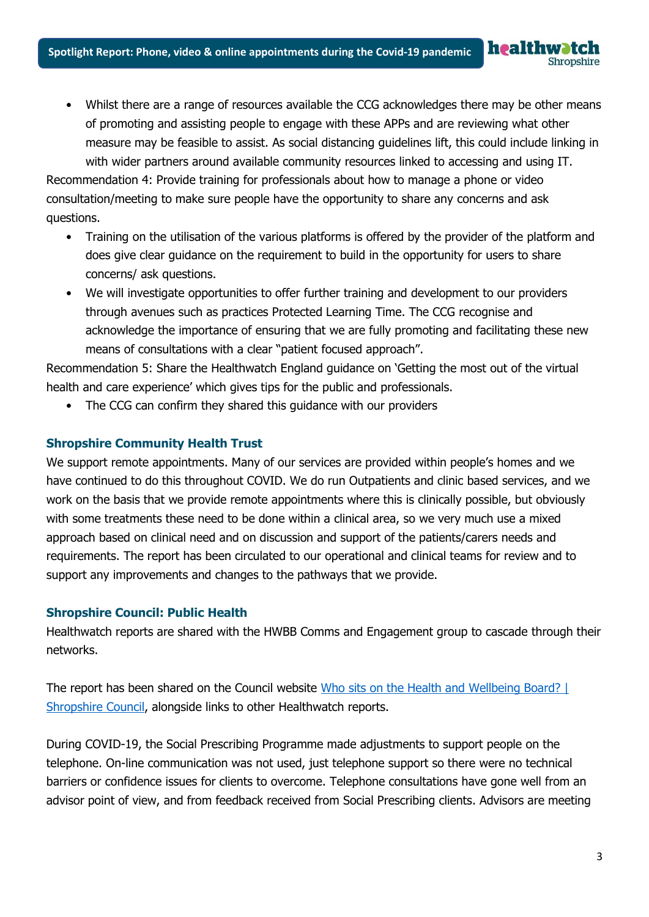- Whilst there are a range of resources available the CCG acknowledges there may be other means of promoting and assisting people to engage with these APPs and are reviewing what other measure may be feasible to assist. As social distancing guidelines lift, this could include linking in with wider partners around available community resources linked to accessing and using IT.

Recommendation 4: Provide training for professionals about how to manage a phone or video consultation/meeting to make sure people have the opportunity to share any concerns and ask questions.

- Training on the utilisation of the various platforms is offered by the provider of the platform and does give clear guidance on the requirement to build in the opportunity for users to share concerns/ ask questions.
- We will investigate opportunities to offer further training and development to our providers through avenues such as practices Protected Learning Time. The CCG recognise and acknowledge the importance of ensuring that we are fully promoting and facilitating these new means of consultations with a clear "patient focused approach".

Recommendation 5: Share the Healthwatch England guidance on 'Getting the most out of the virtual health and care experience' which gives tips for the public and professionals.

- The CCG can confirm they shared this guidance with our providers

### Shropshire Community Health Trust

We support remote appointments. Many of our services are provided within people's homes and we have continued to do this throughout COVID. We do run Outpatients and clinic based services, and we work on the basis that we provide remote appointments where this is clinically possible, but obviously with some treatments these need to be done within a clinical area, so we very much use a mixed approach based on clinical need and on discussion and support of the patients/carers needs and requirements. The report has been circulated to our operational and clinical teams for review and to support any improvements and changes to the pathways that we provide.

### Shropshire Council: Public Health

Healthwatch reports are shared with the HWBB Comms and Engagement group to cascade through their networks.

The report has been shared on the Council website [Who sits on the Health and Wellbeing Board? | Shropshire Council], alongside links to other Healthwatch reports.

During COVID-19, the Social Prescribing Programme made adjustments to support people on the telephone. On-line communication was not used, just telephone support so there were no technical barriers or confidence issues for clients to overcome. Telephone consultations have gone well from an advisor point of view, and from feedback received from Social Prescribing clients. Advisors are meeting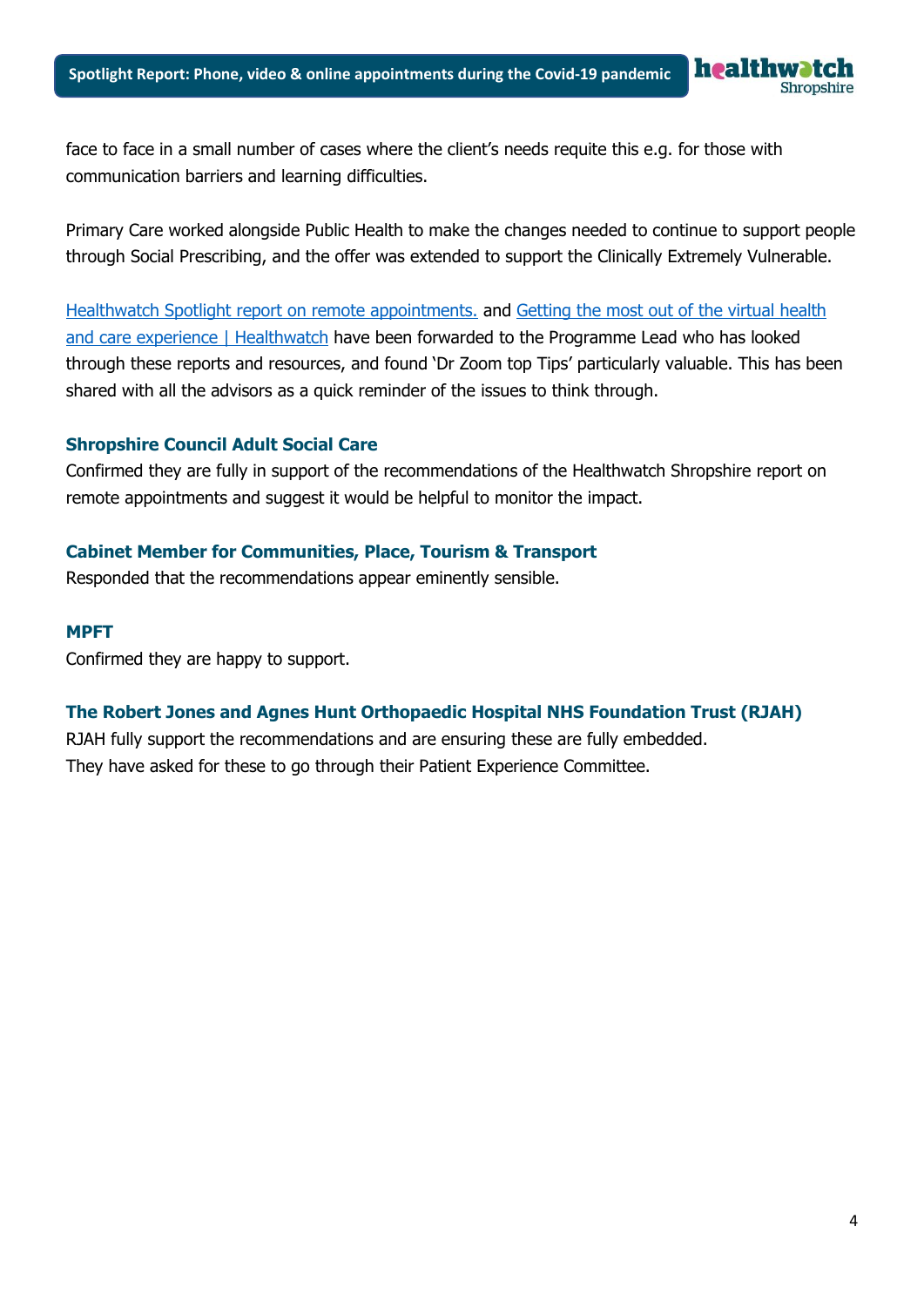face to face in a small number of cases where the client's needs requite this e.g. for those with communication barriers and learning difficulties.

Primary Care worked alongside Public Health to make the changes needed to continue to support people through Social Prescribing, and the offer was extended to support the Clinically Extremely Vulnerable.

Healthwatch Spotlight report on remote appointments. and Getting the most out of the virtual health and care experience | Healthwatch have been forwarded to the Programme Lead who has looked through these reports and resources, and found 'Dr Zoom top Tips' particularly valuable. This has been shared with all the advisors as a quick reminder of the issues to think through.

### Shropshire Council Adult Social Care

Confirmed they are fully in support of the recommendations of the Healthwatch Shropshire report on remote appointments and suggest it would be helpful to monitor the impact.

### Cabinet Member for Communities, Place, Tourism & Transport

Responded that the recommendations appear eminently sensible.

### MPFT

Confirmed they are happy to support.

### The Robert Jones and Agnes Hunt Orthopaedic Hospital NHS Foundation Trust (RJAH)

RJAH fully support the recommendations and are ensuring these are fully embedded.
They have asked for these to go through their Patient Experience Committee.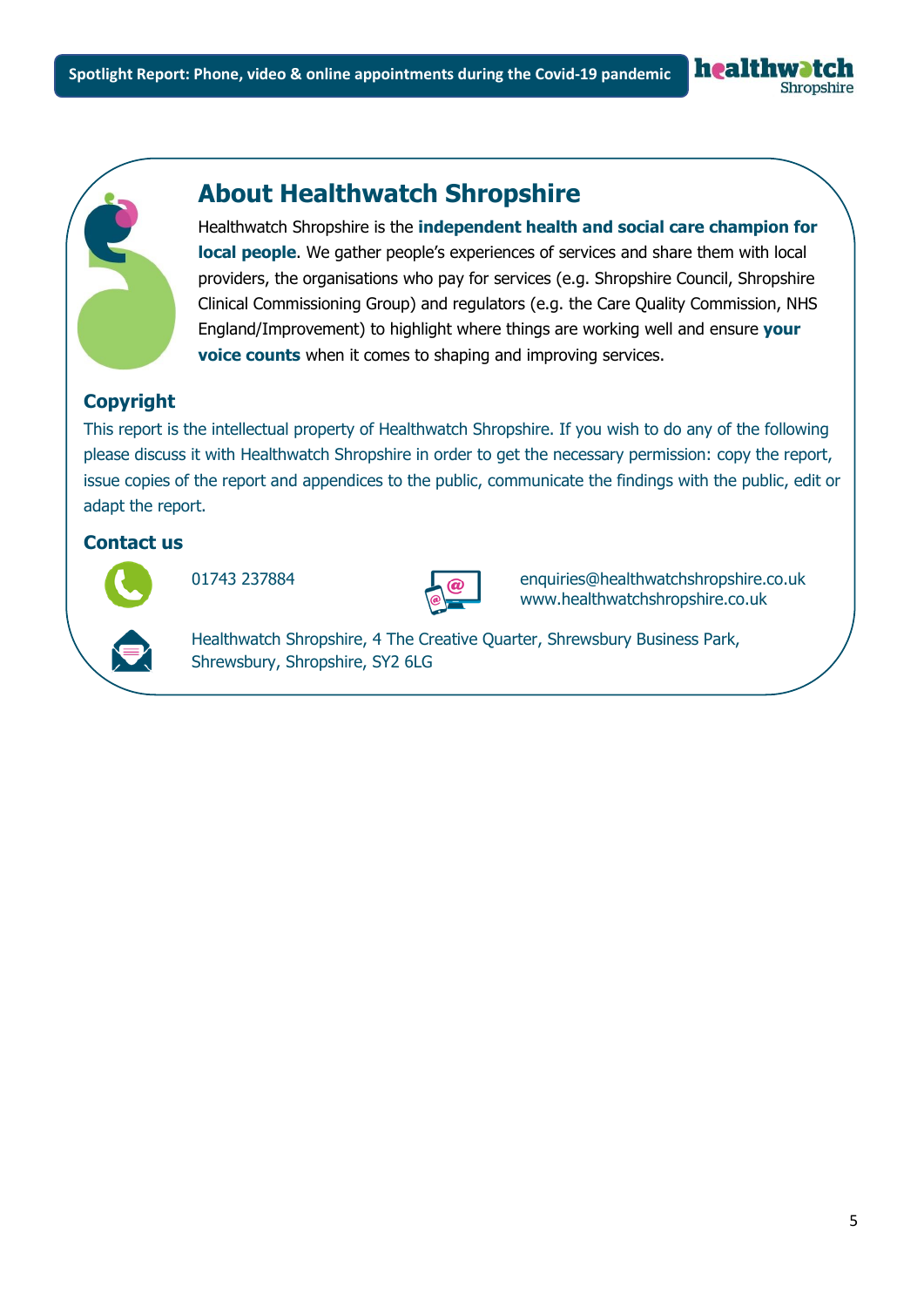## About Healthwatch Shropshire

Healthwatch Shropshire is the **independent health and social care champion for local people**. We gather people's experiences of services and share them with local providers, the organisations who pay for services (e.g. Shropshire Council, Shropshire Clinical Commissioning Group) and regulators (e.g. the Care Quality Commission, NHS England/Improvement) to highlight where things are working well and ensure **your voice counts** when it comes to shaping and improving services.

### Copyright

This report is the intellectual property of Healthwatch Shropshire. If you wish to do any of the following please discuss it with Healthwatch Shropshire in order to get the necessary permission: copy the report, issue copies of the report and appendices to the public, communicate the findings with the public, edit or adapt the report.

### Contact us

01743 237884

enquiries@healthwatchshropshire.co.uk
www.healthwatchshropshire.co.uk

Healthwatch Shropshire, 4 The Creative Quarter, Shrewsbury Business Park, Shrewsbury, Shropshire, SY2 6LG